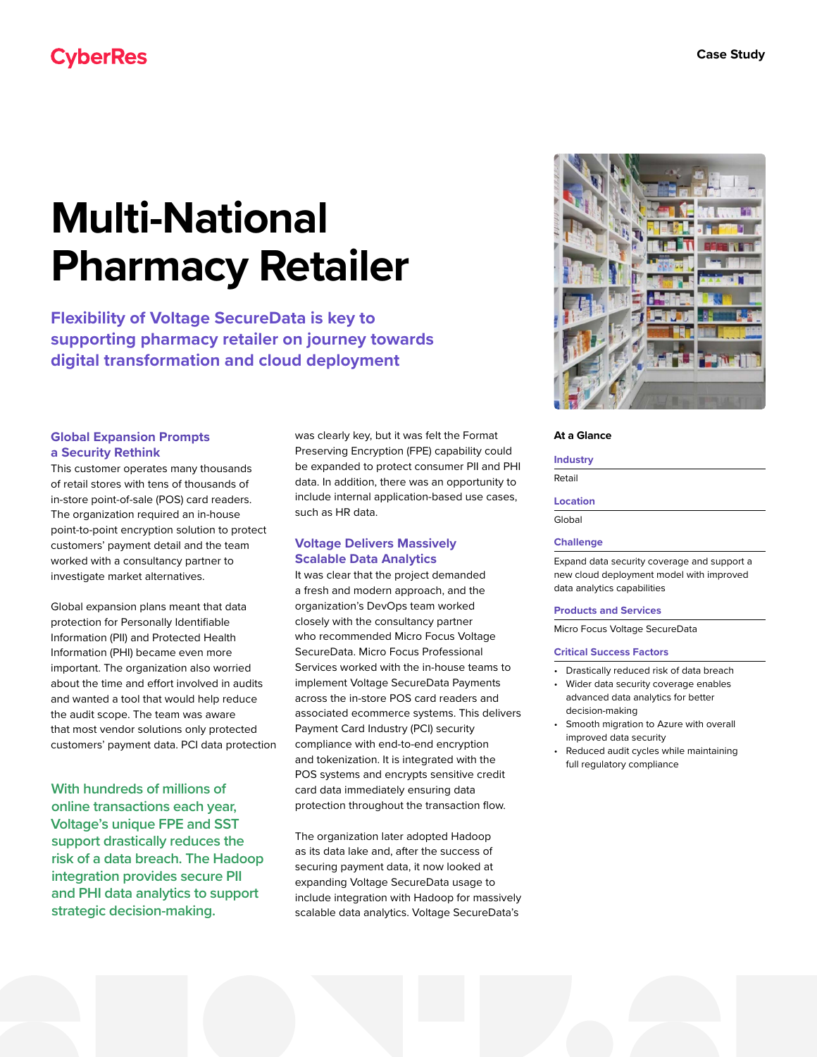CyberRes

Case Study

# Multi-National Pharmacy Retailer

## Flexibility of Voltage SecureData is key to supporting pharmacy retailer on journey towards digital transformation and cloud deployment

### Global Expansion Prompts a Security Rethink

This customer operates many thousands of retail stores with tens of thousands of in-store point-of-sale (POS) card readers. The organization required an in-house point-to-point encryption solution to protect customers' payment detail and the team worked with a consultancy partner to investigate market alternatives.

Global expansion plans meant that data protection for Personally Identifiable Information (PII) and Protected Health Information (PHI) became even more important. The organization also worried about the time and effort involved in audits and wanted a tool that would help reduce the audit scope. The team was aware that most vendor solutions only protected customers' payment data. PCI data protection was clearly key, but it was felt the Format Preserving Encryption (FPE) capability could be expanded to protect consumer PII and PHI data. In addition, there was an opportunity to include internal application-based use cases, such as HR data.

> With hundreds of millions of online transactions each year, Voltage's unique FPE and SST support drastically reduces the risk of a data breach. The Hadoop integration provides secure PII and PHI data analytics to support strategic decision-making.

### Voltage Delivers Massively Scalable Data Analytics

It was clear that the project demanded a fresh and modern approach, and the organization's DevOps team worked closely with the consultancy partner who recommended Micro Focus Voltage SecureData. Micro Focus Professional Services worked with the in-house teams to implement Voltage SecureData Payments across the in-store POS card readers and associated ecommerce systems. This delivers Payment Card Industry (PCI) security compliance with end-to-end encryption and tokenization. It is integrated with the POS systems and encrypts sensitive credit card data immediately ensuring data protection throughout the transaction flow.

The organization later adopted Hadoop as its data lake and, after the success of securing payment data, it now looked at expanding Voltage SecureData usage to include integration with Hadoop for massively scalable data analytics. Voltage SecureData's

**At a Glance**

**Industry**

Retail

**Location**

Global

**Challenge**

Expand data security coverage and support a new cloud deployment model with improved data analytics capabilities

**Products and Services**

Micro Focus Voltage SecureData

**Critical Success Factors**

- Drastically reduced risk of data breach
- Wider data security coverage enables advanced data analytics for better decision-making
- Smooth migration to Azure with overall improved data security
- Reduced audit cycles while maintaining full regulatory compliance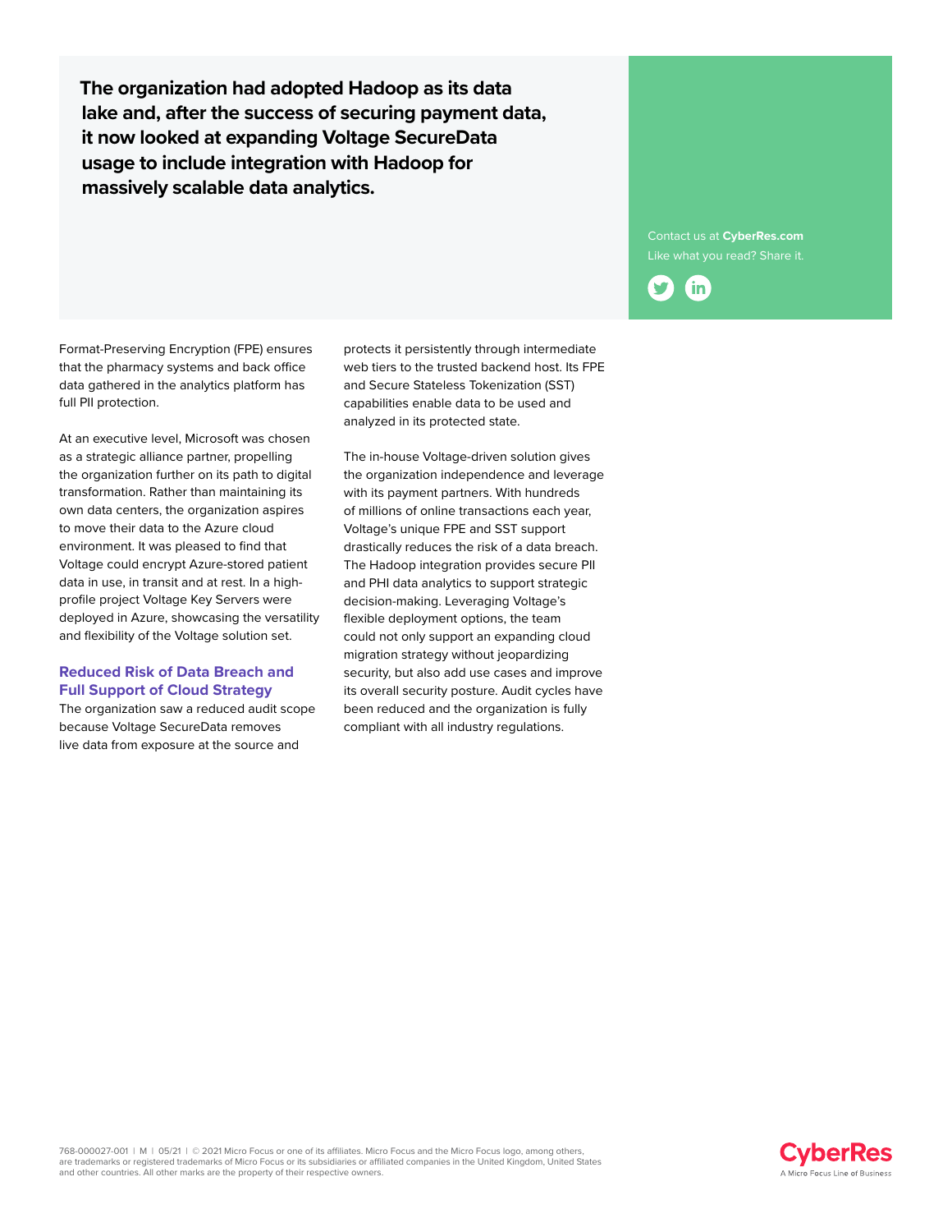**The organization had adopted Hadoop as its data lake and, after the success of securing payment data, it now looked at expanding Voltage SecureData usage to include integration with Hadoop for massively scalable data analytics.**

Contact us at **CyberRes.com**
Like what you read? Share it.

Format-Preserving Encryption (FPE) ensures that the pharmacy systems and back office data gathered in the analytics platform has full PII protection.

At an executive level, Microsoft was chosen as a strategic alliance partner, propelling the organization further on its path to digital transformation. Rather than maintaining its own data centers, the organization aspires to move their data to the Azure cloud environment. It was pleased to find that Voltage could encrypt Azure-stored patient data in use, in transit and at rest. In a high-profile project Voltage Key Servers were deployed in Azure, showcasing the versatility and flexibility of the Voltage solution set.

## Reduced Risk of Data Breach and Full Support of Cloud Strategy

The organization saw a reduced audit scope because Voltage SecureData removes live data from exposure at the source and protects it persistently through intermediate web tiers to the trusted backend host. Its FPE and Secure Stateless Tokenization (SST) capabilities enable data to be used and analyzed in its protected state.

The in-house Voltage-driven solution gives the organization independence and leverage with its payment partners. With hundreds of millions of online transactions each year, Voltage's unique FPE and SST support drastically reduces the risk of a data breach. The Hadoop integration provides secure PII and PHI data analytics to support strategic decision-making. Leveraging Voltage's flexible deployment options, the team could not only support an expanding cloud migration strategy without jeopardizing security, but also add use cases and improve its overall security posture. Audit cycles have been reduced and the organization is fully compliant with all industry regulations.

768-000027-001 | M | 05/21 | © 2021 Micro Focus or one of its affiliates. Micro Focus and the Micro Focus logo, among others, are trademarks or registered trademarks of Micro Focus or its subsidiaries or affiliated companies in the United Kingdom, United States and other countries. All other marks are the property of their respective owners.

CyberRes
A Micro Focus Line of Business